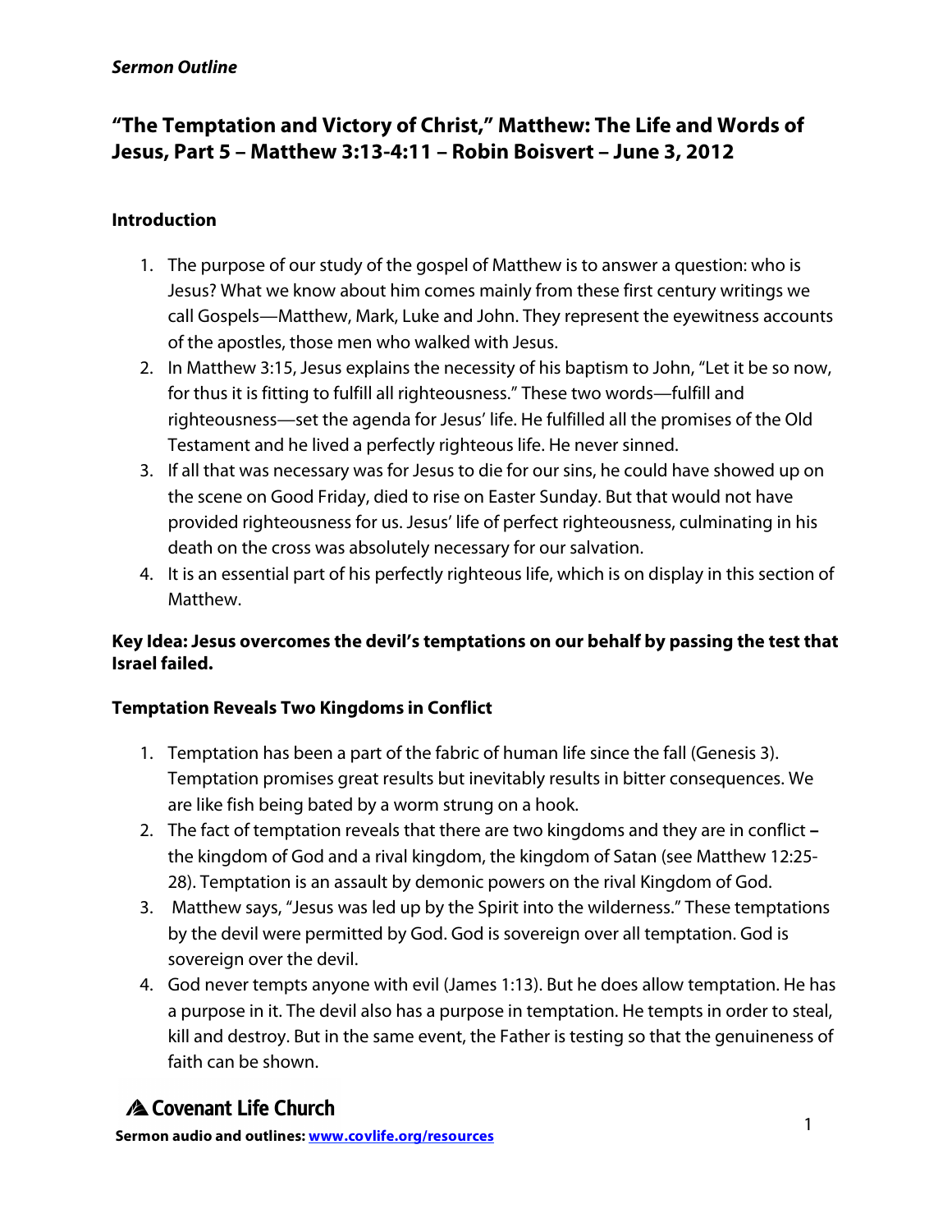*Sermon Outline*

## "The Temptation and Victory of Christ," Matthew: The Life and Words of Jesus, Part 5 – Matthew 3:13-4:11 – Robin Boisvert – June 3, 2012

### Introduction

1. The purpose of our study of the gospel of Matthew is to answer a question: who is Jesus? What we know about him comes mainly from these first century writings we call Gospels—Matthew, Mark, Luke and John. They represent the eyewitness accounts of the apostles, those men who walked with Jesus.
2. In Matthew 3:15, Jesus explains the necessity of his baptism to John, "Let it be so now, for thus it is fitting to fulfill all righteousness." These two words—fulfill and righteousness—set the agenda for Jesus' life. He fulfilled all the promises of the Old Testament and he lived a perfectly righteous life. He never sinned.
3. If all that was necessary was for Jesus to die for our sins, he could have showed up on the scene on Good Friday, died to rise on Easter Sunday. But that would not have provided righteousness for us. Jesus' life of perfect righteousness, culminating in his death on the cross was absolutely necessary for our salvation.
4. It is an essential part of his perfectly righteous life, which is on display in this section of Matthew.

**Key Idea: Jesus overcomes the devil's temptations on our behalf by passing the test that Israel failed.**

### Temptation Reveals Two Kingdoms in Conflict

1. Temptation has been a part of the fabric of human life since the fall (Genesis 3). Temptation promises great results but inevitably results in bitter consequences. We are like fish being bated by a worm strung on a hook.
2. The fact of temptation reveals that there are two kingdoms and they are in conflict – the kingdom of God and a rival kingdom, the kingdom of Satan (see Matthew 12:25-28). Temptation is an assault by demonic powers on the rival Kingdom of God.
3. Matthew says, "Jesus was led up by the Spirit into the wilderness." These temptations by the devil were permitted by God. God is sovereign over all temptation. God is sovereign over the devil.
4. God never tempts anyone with evil (James 1:13). But he does allow temptation. He has a purpose in it. The devil also has a purpose in temptation. He tempts in order to steal, kill and destroy. But in the same event, the Father is testing so that the genuineness of faith can be shown.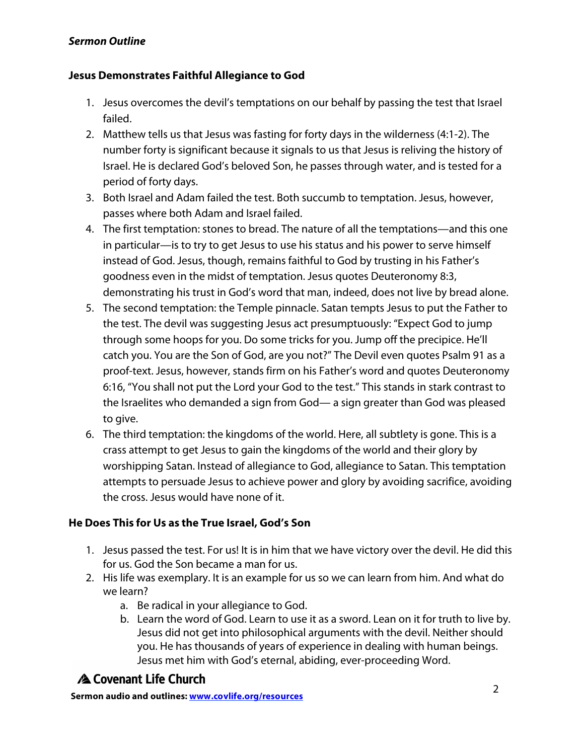## Jesus Demonstrates Faithful Allegiance to God

1. Jesus overcomes the devil's temptations on our behalf by passing the test that Israel failed.
2. Matthew tells us that Jesus was fasting for forty days in the wilderness (4:1-2). The number forty is significant because it signals to us that Jesus is reliving the history of Israel. He is declared God's beloved Son, he passes through water, and is tested for a period of forty days.
3. Both Israel and Adam failed the test. Both succumb to temptation. Jesus, however, passes where both Adam and Israel failed.
4. The first temptation: stones to bread. The nature of all the temptations—and this one in particular—is to try to get Jesus to use his status and his power to serve himself instead of God. Jesus, though, remains faithful to God by trusting in his Father's goodness even in the midst of temptation. Jesus quotes Deuteronomy 8:3, demonstrating his trust in God's word that man, indeed, does not live by bread alone.
5. The second temptation: the Temple pinnacle. Satan tempts Jesus to put the Father to the test. The devil was suggesting Jesus act presumptuously: "Expect God to jump through some hoops for you. Do some tricks for you. Jump off the precipice. He'll catch you. You are the Son of God, are you not?" The Devil even quotes Psalm 91 as a proof-text. Jesus, however, stands firm on his Father's word and quotes Deuteronomy 6:16, "You shall not put the Lord your God to the test." This stands in stark contrast to the Israelites who demanded a sign from God— a sign greater than God was pleased to give.
6. The third temptation: the kingdoms of the world. Here, all subtlety is gone. This is a crass attempt to get Jesus to gain the kingdoms of the world and their glory by worshipping Satan. Instead of allegiance to God, allegiance to Satan. This temptation attempts to persuade Jesus to achieve power and glory by avoiding sacrifice, avoiding the cross. Jesus would have none of it.

## He Does This for Us as the True Israel, God's Son

1. Jesus passed the test. For us! It is in him that we have victory over the devil. He did this for us. God the Son became a man for us.
2. His life was exemplary. It is an example for us so we can learn from him. And what do we learn?
   a. Be radical in your allegiance to God.
   b. Learn the word of God. Learn to use it as a sword. Lean on it for truth to live by. Jesus did not get into philosophical arguments with the devil. Neither should you. He has thousands of years of experience in dealing with human beings. Jesus met him with God's eternal, abiding, ever-proceeding Word.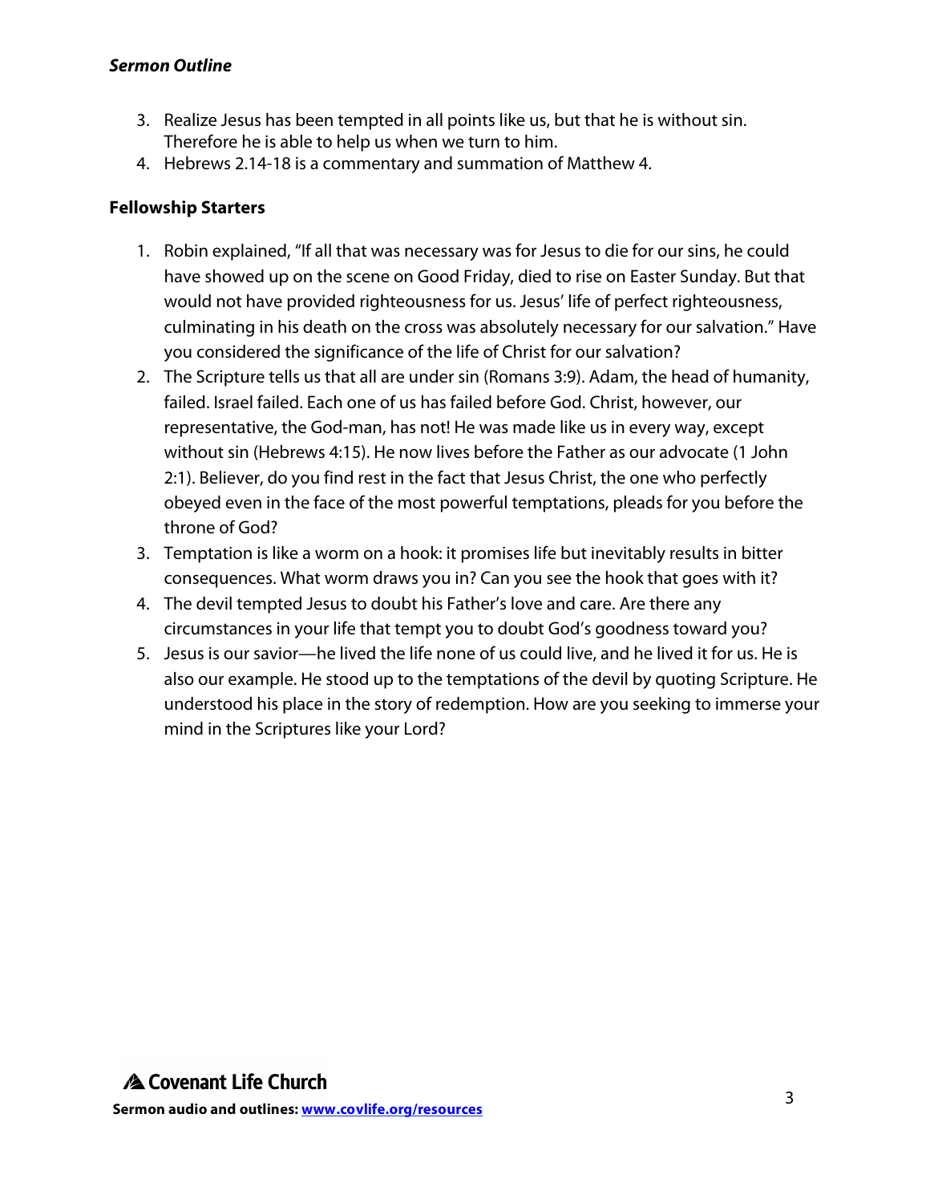3. Realize Jesus has been tempted in all points like us, but that he is without sin. Therefore he is able to help us when we turn to him.
4. Hebrews 2.14-18 is a commentary and summation of Matthew 4.

**Fellowship Starters**

1. Robin explained, "If all that was necessary was for Jesus to die for our sins, he could have showed up on the scene on Good Friday, died to rise on Easter Sunday. But that would not have provided righteousness for us. Jesus' life of perfect righteousness, culminating in his death on the cross was absolutely necessary for our salvation." Have you considered the significance of the life of Christ for our salvation?
2. The Scripture tells us that all are under sin (Romans 3:9). Adam, the head of humanity, failed. Israel failed. Each one of us has failed before God. Christ, however, our representative, the God-man, has not! He was made like us in every way, except without sin (Hebrews 4:15). He now lives before the Father as our advocate (1 John 2:1). Believer, do you find rest in the fact that Jesus Christ, the one who perfectly obeyed even in the face of the most powerful temptations, pleads for you before the throne of God?
3. Temptation is like a worm on a hook: it promises life but inevitably results in bitter consequences. What worm draws you in? Can you see the hook that goes with it?
4. The devil tempted Jesus to doubt his Father's love and care. Are there any circumstances in your life that tempt you to doubt God's goodness toward you?
5. Jesus is our savior—he lived the life none of us could live, and he lived it for us. He is also our example. He stood up to the temptations of the devil by quoting Scripture. He understood his place in the story of redemption. How are you seeking to immerse your mind in the Scriptures like your Lord?